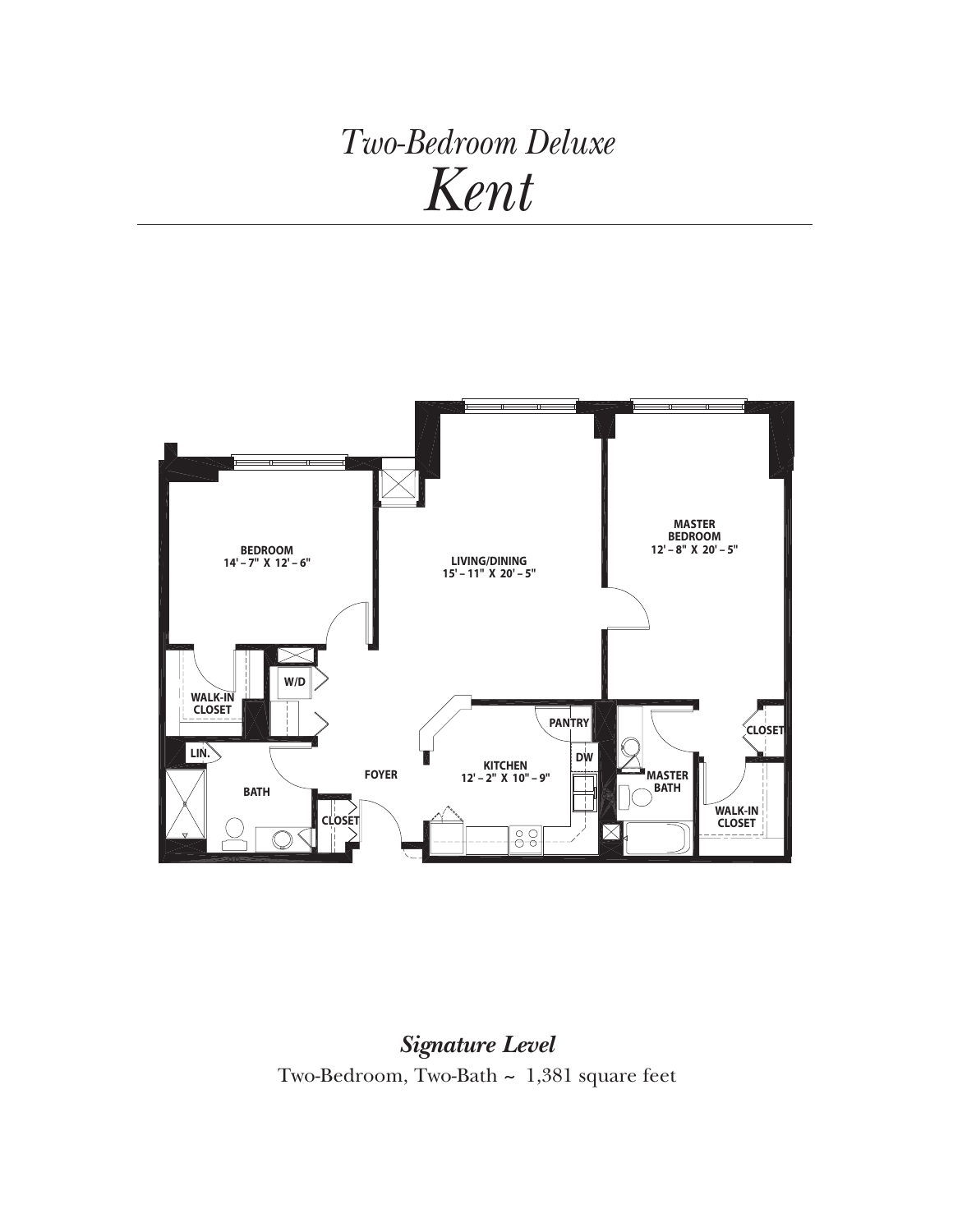*Two-Bedroom Deluxe*

# *Kent*

BEDROOM
14' – 7" X 12' – 6"

LIVING/DINING
15' – 11" X 20' – 5"

MASTER BEDROOM
12' – 8" X 20' – 5"

WALK-IN CLOSET

W/D

LIN.

BATH

FOYER

CLOSET

KITCHEN
12' – 2" X 10" – 9"

PANTRY

DW

MASTER BATH

CLOSET

WALK-IN CLOSET

***Signature Level***

Two-Bedroom, Two-Bath ~ 1,381 square feet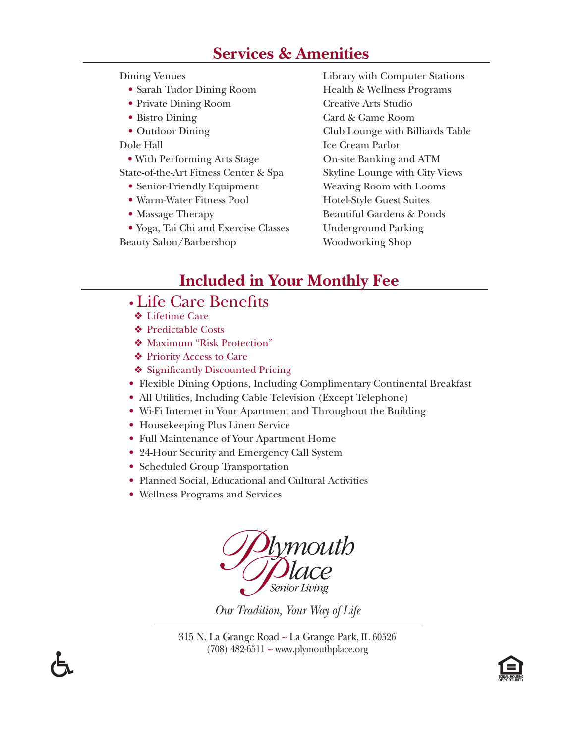## Services & Amenities

- Dining Venues
  - Sarah Tudor Dining Room
  - Private Dining Room
  - Bistro Dining
  - Outdoor Dining
- Dole Hall
  - With Performing Arts Stage
- State-of-the-Art Fitness Center & Spa
  - Senior-Friendly Equipment
  - Warm-Water Fitness Pool
  - Massage Therapy
  - Yoga, Tai Chi and Exercise Classes
- Beauty Salon/Barbershop
- Library with Computer Stations
- Health & Wellness Programs
- Creative Arts Studio
- Card & Game Room
- Club Lounge with Billiards Table
- Ice Cream Parlor
- On-site Banking and ATM
- Skyline Lounge with City Views
- Weaving Room with Looms
- Hotel-Style Guest Suites
- Beautiful Gardens & Ponds
- Underground Parking
- Woodworking Shop

## Included in Your Monthly Fee

- Life Care Benefits
  - ❖ Lifetime Care
  - ❖ Predictable Costs
  - ❖ Maximum "Risk Protection"
  - ❖ Priority Access to Care
  - ❖ Significantly Discounted Pricing
- Flexible Dining Options, Including Complimentary Continental Breakfast
- All Utilities, Including Cable Television (Except Telephone)
- Wi-Fi Internet in Your Apartment and Throughout the Building
- Housekeeping Plus Linen Service
- Full Maintenance of Your Apartment Home
- 24-Hour Security and Emergency Call System
- Scheduled Group Transportation
- Planned Social, Educational and Cultural Activities
- Wellness Programs and Services

Plymouth Place Senior Living

*Our Tradition, Your Way of Life*

315 N. La Grange Road ~ La Grange Park, IL 60526
(708) 482-6511 ~ www.plymouthplace.org

EQUAL HOUSING OPPORTUNITY